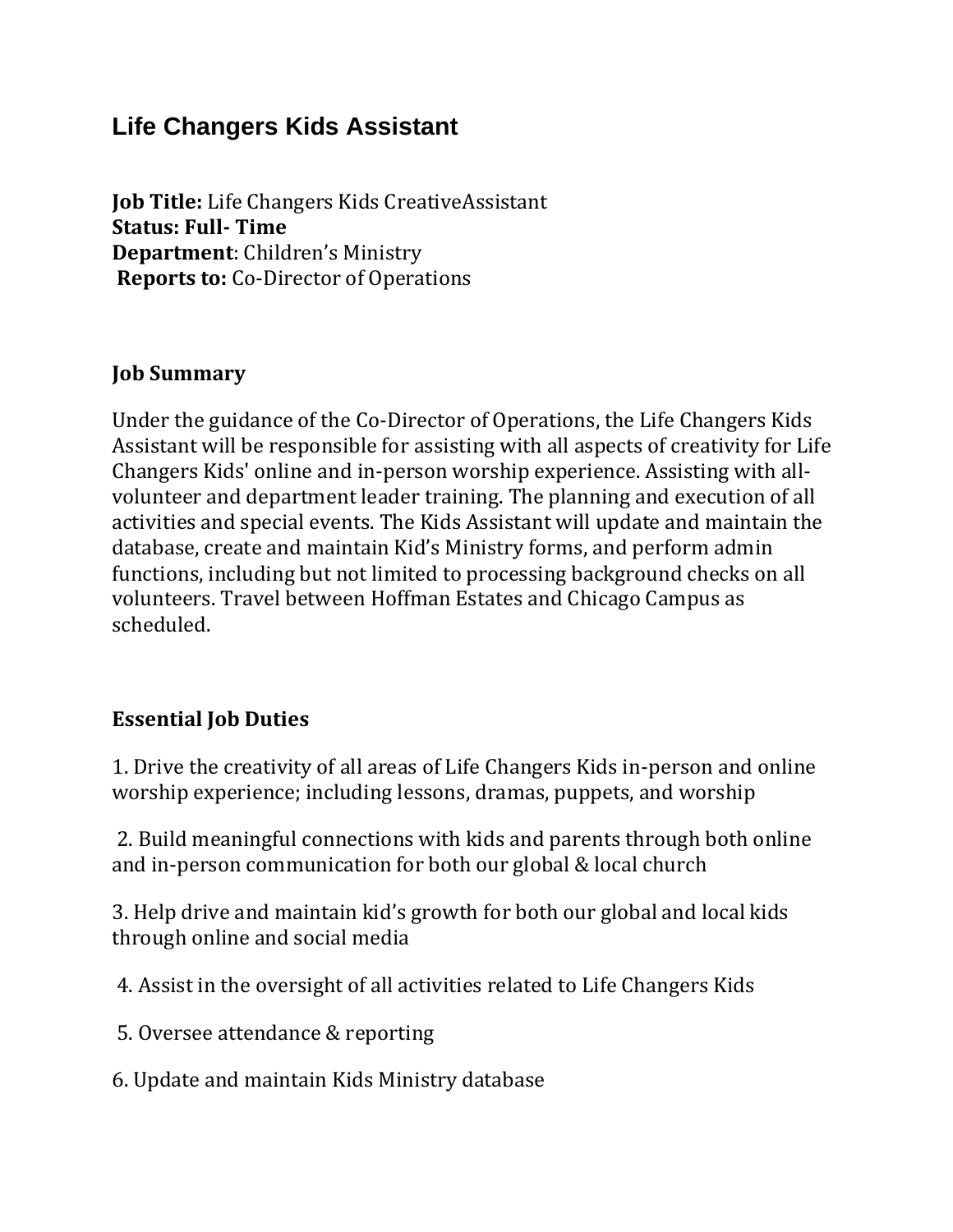# Life Changers Kids Assistant

**Job Title:** Life Changers Kids CreativeAssistant
**Status: Full- Time**
**Department**: Children's Ministry
**Reports to:** Co-Director of Operations

**Job Summary**

Under the guidance of the Co-Director of Operations, the Life Changers Kids Assistant will be responsible for assisting with all aspects of creativity for Life Changers Kids' online and in-person worship experience. Assisting with all-volunteer and department leader training. The planning and execution of all activities and special events. The Kids Assistant will update and maintain the database, create and maintain Kid's Ministry forms, and perform admin functions, including but not limited to processing background checks on all volunteers. Travel between Hoffman Estates and Chicago Campus as scheduled.

**Essential Job Duties**

1. Drive the creativity of all areas of Life Changers Kids in-person and online worship experience; including lessons, dramas, puppets, and worship

2. Build meaningful connections with kids and parents through both online and in-person communication for both our global & local church

3. Help drive and maintain kid's growth for both our global and local kids through online and social media

4. Assist in the oversight of all activities related to Life Changers Kids

5. Oversee attendance & reporting

6. Update and maintain Kids Ministry database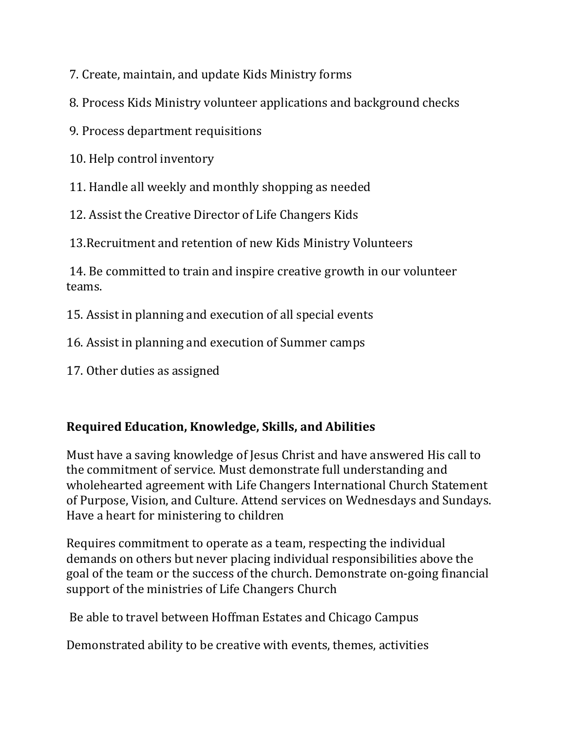7. Create, maintain, and update Kids Ministry forms

8. Process Kids Ministry volunteer applications and background checks

9. Process department requisitions

10. Help control inventory

11. Handle all weekly and monthly shopping as needed

12. Assist the Creative Director of Life Changers Kids

13.Recruitment and retention of new Kids Ministry Volunteers

14. Be committed to train and inspire creative growth in our volunteer teams.

15. Assist in planning and execution of all special events

16. Assist in planning and execution of Summer camps

17. Other duties as assigned

**Required Education, Knowledge, Skills, and Abilities**

Must have a saving knowledge of Jesus Christ and have answered His call to the commitment of service. Must demonstrate full understanding and wholehearted agreement with Life Changers International Church Statement of Purpose, Vision, and Culture. Attend services on Wednesdays and Sundays. Have a heart for ministering to children

Requires commitment to operate as a team, respecting the individual demands on others but never placing individual responsibilities above the goal of the team or the success of the church. Demonstrate on-going financial support of the ministries of Life Changers Church

Be able to travel between Hoffman Estates and Chicago Campus

Demonstrated ability to be creative with events, themes, activities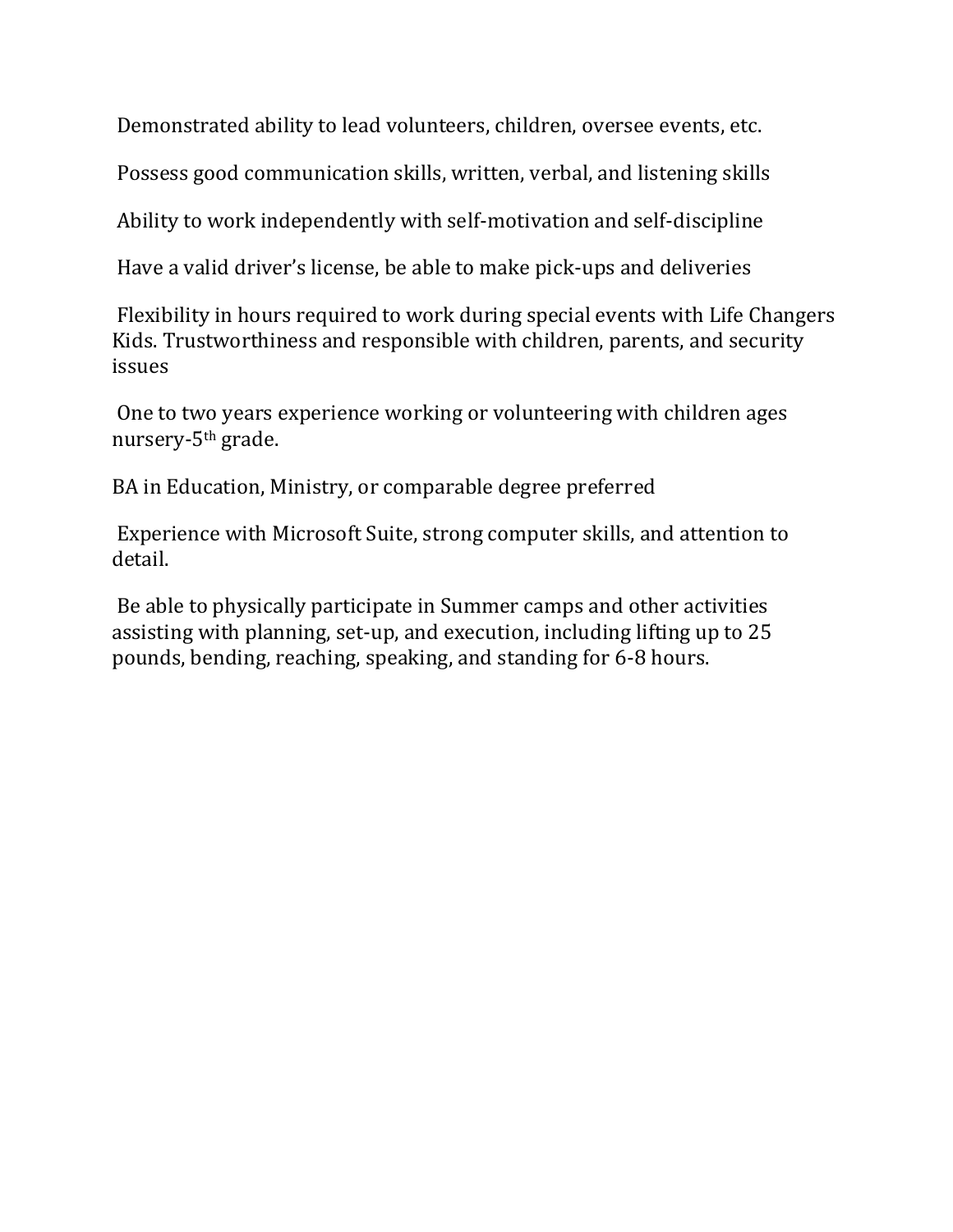Demonstrated ability to lead volunteers, children, oversee events, etc.

Possess good communication skills, written, verbal, and listening skills

Ability to work independently with self-motivation and self-discipline

Have a valid driver's license, be able to make pick-ups and deliveries

Flexibility in hours required to work during special events with Life Changers Kids. Trustworthiness and responsible with children, parents, and security issues

One to two years experience working or volunteering with children ages nursery-5th grade.

BA in Education, Ministry, or comparable degree preferred

Experience with Microsoft Suite, strong computer skills, and attention to detail.

Be able to physically participate in Summer camps and other activities assisting with planning, set-up, and execution, including lifting up to 25 pounds, bending, reaching, speaking, and standing for 6-8 hours.